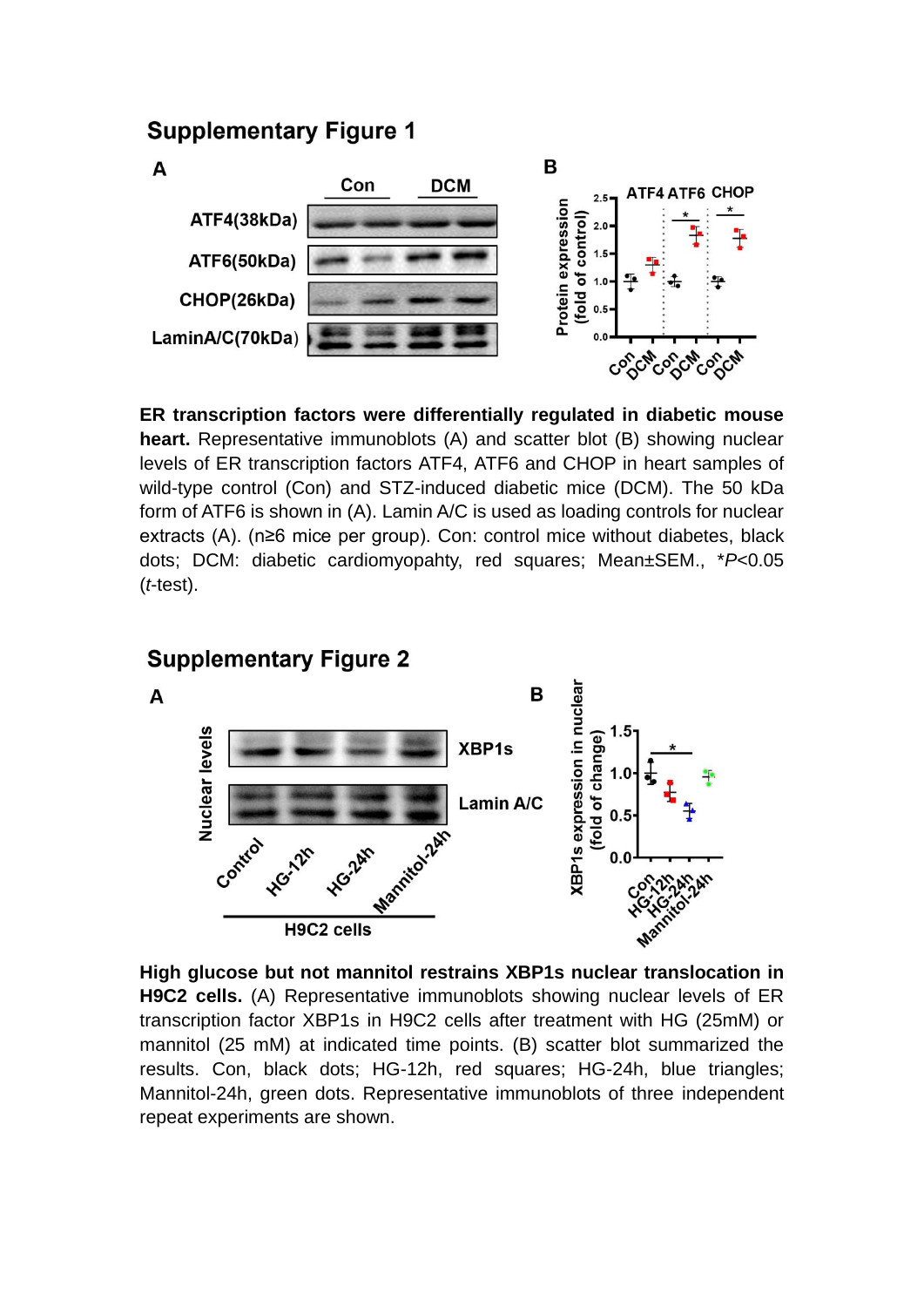## Supplementary Figure 1

**ER transcription factors were differentially regulated in diabetic mouse heart.** Representative immunoblots (A) and scatter blot (B) showing nuclear levels of ER transcription factors ATF4, ATF6 and CHOP in heart samples of wild-type control (Con) and STZ-induced diabetic mice (DCM). The 50 kDa form of ATF6 is shown in (A). Lamin A/C is used as loading controls for nuclear extracts (A). (n≥6 mice per group). Con: control mice without diabetes, black dots; DCM: diabetic cardiomyopahty, red squares; Mean±SEM., \**P*<0.05 (*t*-test).

## Supplementary Figure 2

**High glucose but not mannitol restrains XBP1s nuclear translocation in H9C2 cells.** (A) Representative immunoblots showing nuclear levels of ER transcription factor XBP1s in H9C2 cells after treatment with HG (25mM) or mannitol (25 mM) at indicated time points. (B) scatter blot summarized the results. Con, black dots; HG-12h, red squares; HG-24h, blue triangles; Mannitol-24h, green dots. Representative immunoblots of three independent repeat experiments are shown.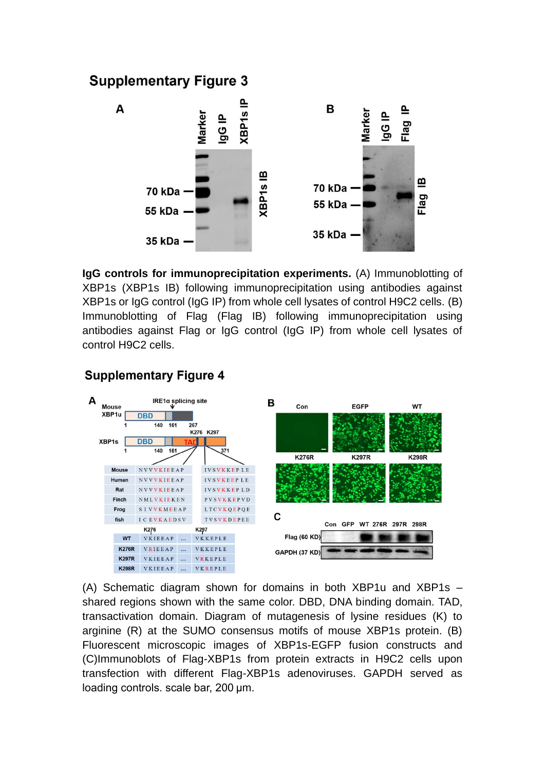## Supplementary Figure 3

**IgG controls for immunoprecipitation experiments.** (A) Immunoblotting of XBP1s (XBP1s IB) following immunoprecipitation using antibodies against XBP1s or IgG control (IgG IP) from whole cell lysates of control H9C2 cells. (B) Immunoblotting of Flag (Flag IB) following immunoprecipitation using antibodies against Flag or IgG control (IgG IP) from whole cell lysates of control H9C2 cells.

## Supplementary Figure 4

(A) Schematic diagram shown for domains in both XBP1u and XBP1s – shared regions shown with the same color. DBD, DNA binding domain. TAD, transactivation domain. Diagram of mutagenesis of lysine residues (K) to arginine (R) at the SUMO consensus motifs of mouse XBP1s protein. (B) Fluorescent microscopic images of XBP1s-EGFP fusion constructs and (C)Immunoblots of Flag-XBP1s from protein extracts in H9C2 cells upon transfection with different Flag-XBP1s adenoviruses. GAPDH served as loading controls. scale bar, 200 μm.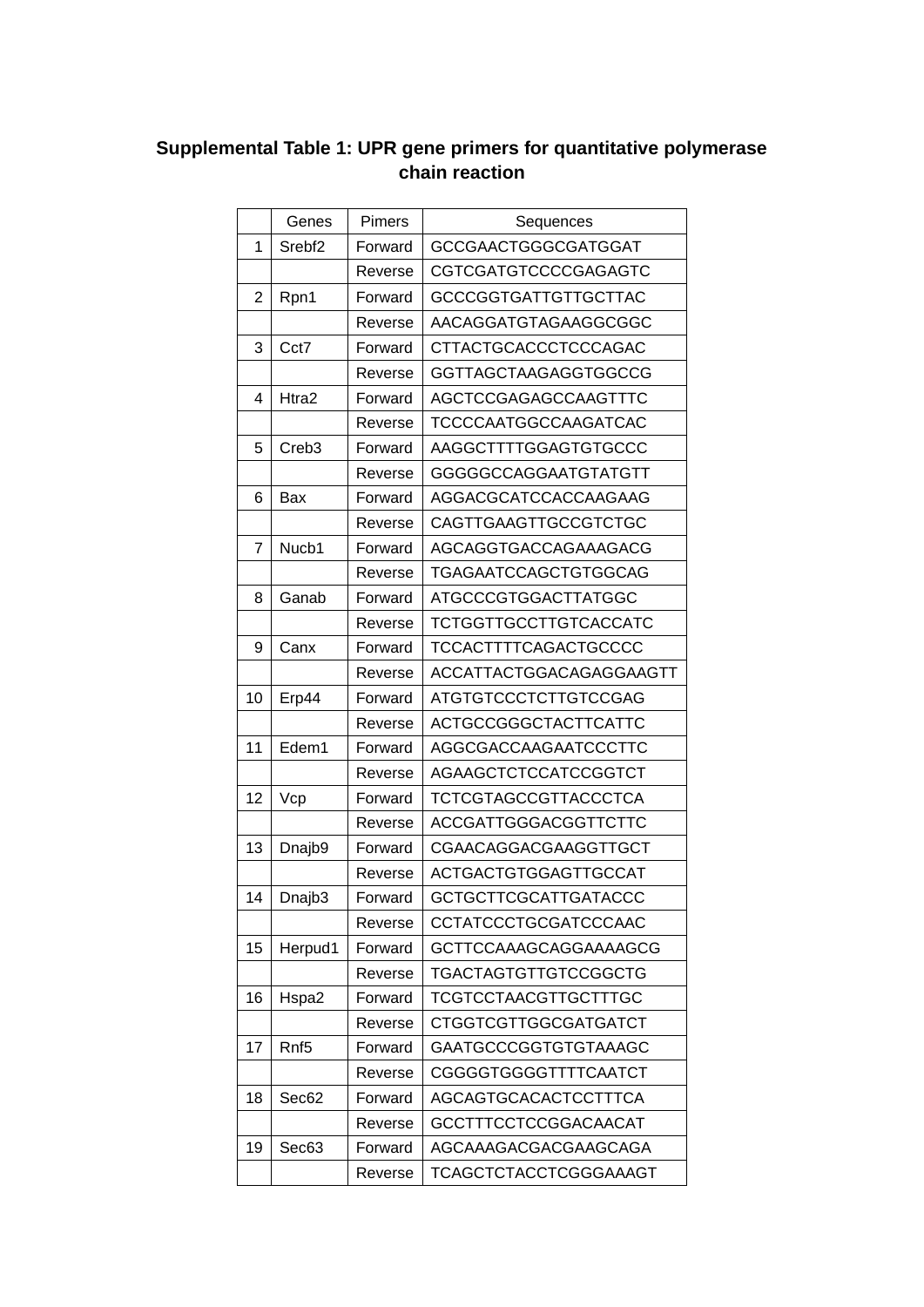**Supplemental Table 1: UPR gene primers for quantitative polymerase chain reaction**

| | Genes | Pimers | Sequences |
|---|---|---|---|
| 1 | Srebf2 | Forward | GCCGAACTGGGCGATGGAT |
| | | Reverse | CGTCGATGTCCCCGAGAGTC |
| 2 | Rpn1 | Forward | GCCCGGTGATTGTTGCTTAC |
| | | Reverse | AACAGGATGTAGAAGGCGGC |
| 3 | Cct7 | Forward | CTTACTGCACCCTCCCAGAC |
| | | Reverse | GGTTAGCTAAGAGGTGGCCG |
| 4 | Htra2 | Forward | AGCTCCGAGAGCCAAGTTTC |
| | | Reverse | TCCCCAATGGCCAAGATCAC |
| 5 | Creb3 | Forward | AAGGCTTTTGGAGTGTGCCC |
| | | Reverse | GGGGGCCAGGAATGTATGTT |
| 6 | Bax | Forward | AGGACGCATCCACCAAGAAG |
| | | Reverse | CAGTTGAAGTTGCCGTCTGC |
| 7 | Nucb1 | Forward | AGCAGGTGACCAGAAAGACG |
| | | Reverse | TGAGAATCCAGCTGTGGCAG |
| 8 | Ganab | Forward | ATGCCCGTGGACTTATGGC |
| | | Reverse | TCTGGTTGCCTTGTCACCATC |
| 9 | Canx | Forward | TCCACTTTTCAGACTGCCCC |
| | | Reverse | ACCATTACTGGACAGAGGAAGTT |
| 10 | Erp44 | Forward | ATGTGTCCCTCTTGTCCGAG |
| | | Reverse | ACTGCCGGGCTACTTCATTC |
| 11 | Edem1 | Forward | AGGCGACCAAGAATCCCTTC |
| | | Reverse | AGAAGCTCTCCATCCGGTCT |
| 12 | Vcp | Forward | TCTCGTAGCCGTTACCCTCA |
| | | Reverse | ACCGATTGGGACGGTTCTTC |
| 13 | Dnajb9 | Forward | CGAACAGGACGAAGGTTGCT |
| | | Reverse | ACTGACTGTGGAGTTGCCAT |
| 14 | Dnajb3 | Forward | GCTGCTTCGCATTGATACCC |
| | | Reverse | CCTATCCCTGCGATCCCAAC |
| 15 | Herpud1 | Forward | GCTTCCAAAGCAGGAAAAGCG |
| | | Reverse | TGACTAGTGTTGTCCGGCTG |
| 16 | Hspa2 | Forward | TCGTCCTAACGTTGCTTTGC |
| | | Reverse | CTGGTCGTTGGCGATGATCT |
| 17 | Rnf5 | Forward | GAATGCCCGGTGTGTAAAGC |
| | | Reverse | CGGGGTGGGGTTTTCAATCT |
| 18 | Sec62 | Forward | AGCAGTGCACACTCCTTTCA |
| | | Reverse | GCCTTTCCTCCGGACAACAT |
| 19 | Sec63 | Forward | AGCAAAGACGACGAAGCAGA |
| | | Reverse | TCAGCTCTACCTCGGGAAAGT |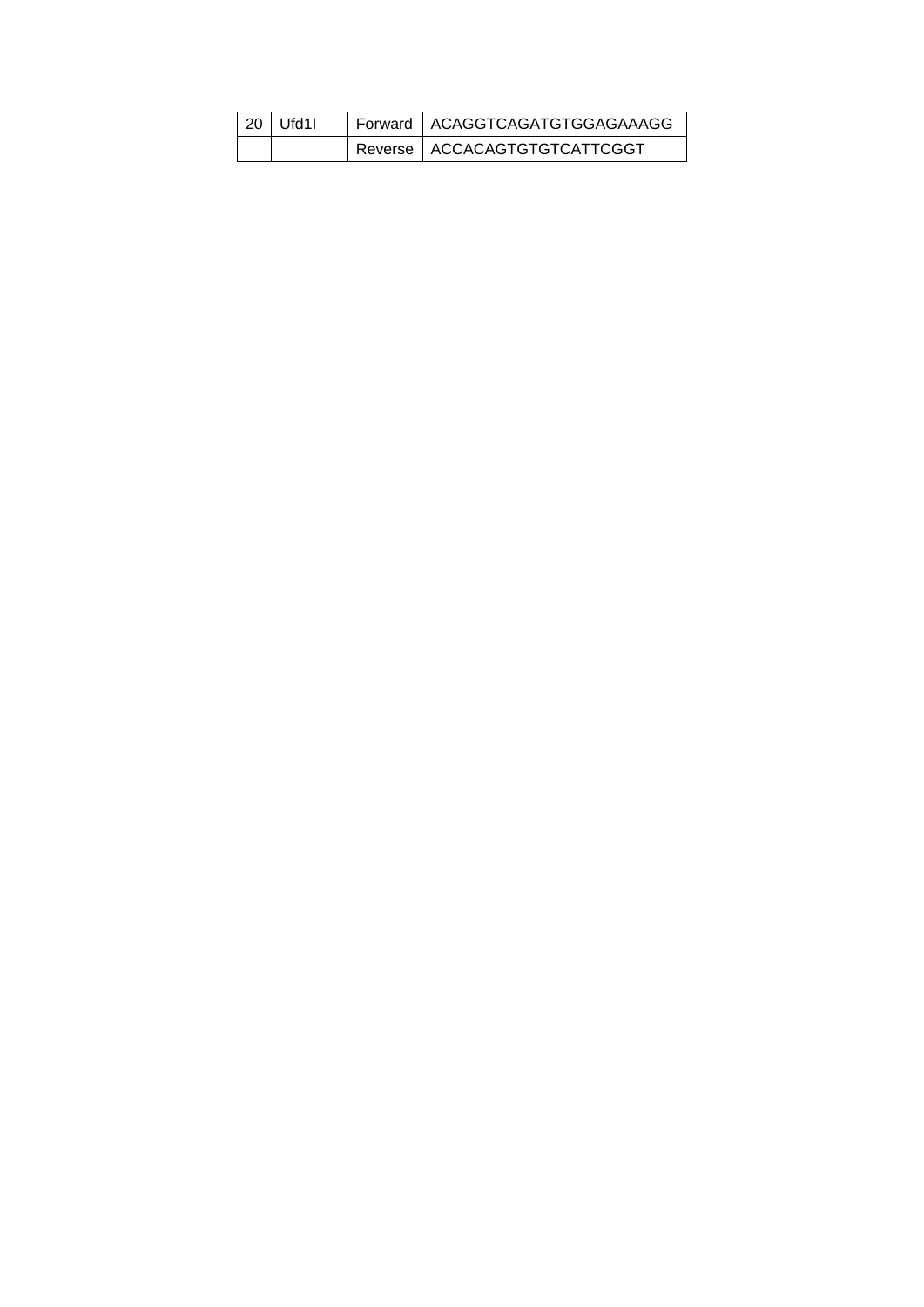| | | | |
|---|---|---|---|
| 20 | Ufd1l | Forward | ACAGGTCAGATGTGGAGAAAGG |
| | | Reverse | ACCACAGTGTGTCATTCGGT |